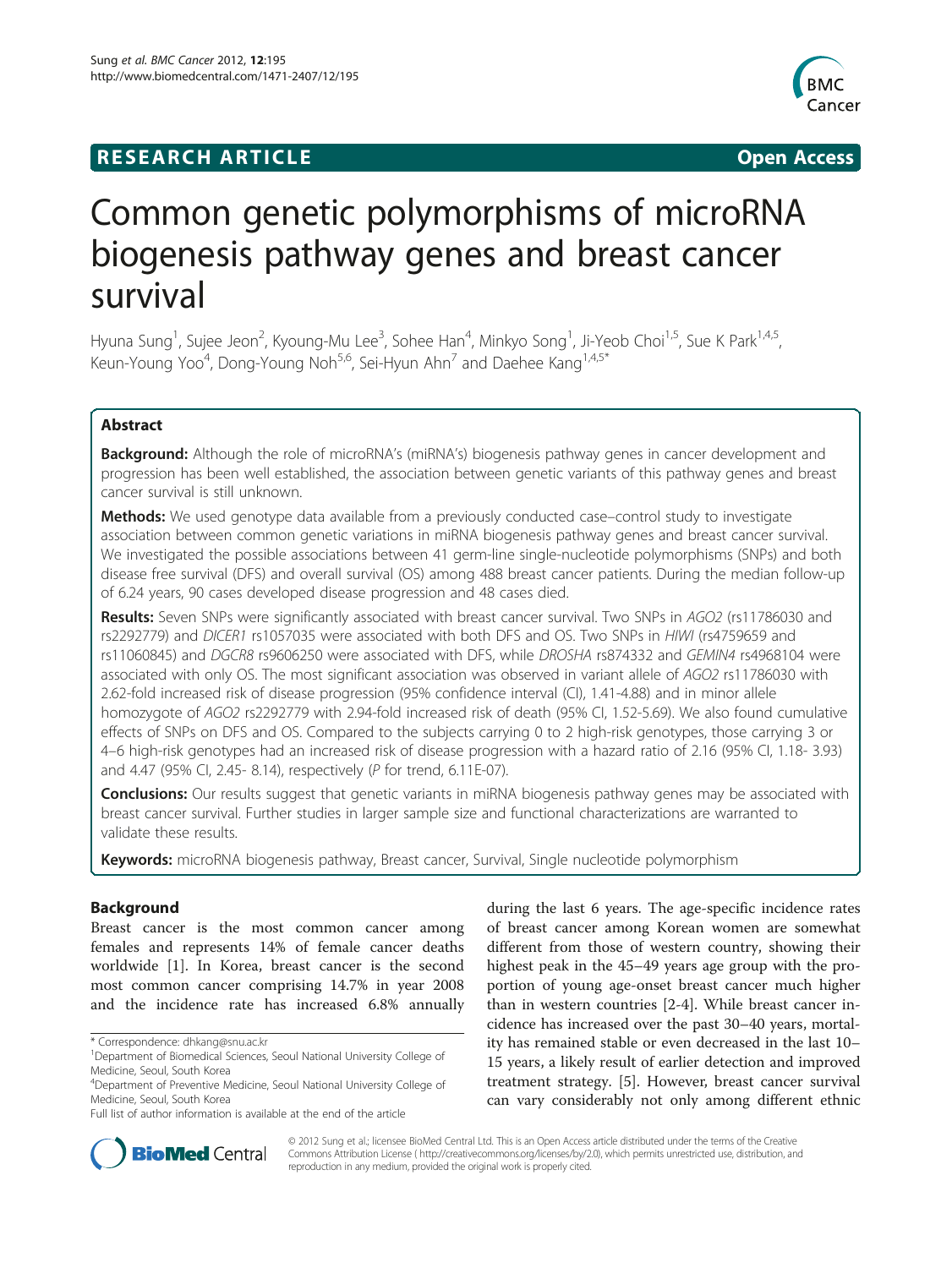**RESEARCH ARTICLE** **Open Access**

# Common genetic polymorphisms of microRNA biogenesis pathway genes and breast cancer survival

Hyuna Sung[1], Sujee Jeon[2], Kyoung-Mu Lee[3], Sohee Han[4], Minkyo Song[1], Ji-Yeob Choi[1,5], Sue K Park[1,4,5], Keun-Young Yoo[4], Dong-Young Noh[5,6], Sei-Hyun Ahn[7] and Daehee Kang[1,4,5*]

## Abstract

**Background:** Although the role of microRNA's (miRNA's) biogenesis pathway genes in cancer development and progression has been well established, the association between genetic variants of this pathway genes and breast cancer survival is still unknown.

**Methods:** We used genotype data available from a previously conducted case–control study to investigate association between common genetic variations in miRNA biogenesis pathway genes and breast cancer survival. We investigated the possible associations between 41 germ-line single-nucleotide polymorphisms (SNPs) and both disease free survival (DFS) and overall survival (OS) among 488 breast cancer patients. During the median follow-up of 6.24 years, 90 cases developed disease progression and 48 cases died.

**Results:** Seven SNPs were significantly associated with breast cancer survival. Two SNPs in *AGO2* (rs11786030 and rs2292779) and *DICER1* rs1057035 were associated with both DFS and OS. Two SNPs in *HIWI* (rs4759659 and rs11060845) and *DGCR8* rs9606250 were associated with DFS, while *DROSHA* rs874332 and *GEMIN4* rs4968104 were associated with only OS. The most significant association was observed in variant allele of *AGO2* rs11786030 with 2.62-fold increased risk of disease progression (95% confidence interval (CI), 1.41-4.88) and in minor allele homozygote of *AGO2* rs2292779 with 2.94-fold increased risk of death (95% CI, 1.52-5.69). We also found cumulative effects of SNPs on DFS and OS. Compared to the subjects carrying 0 to 2 high-risk genotypes, those carrying 3 or 4–6 high-risk genotypes had an increased risk of disease progression with a hazard ratio of 2.16 (95% CI, 1.18- 3.93) and 4.47 (95% CI, 2.45- 8.14), respectively (*P* for trend, 6.11E-07).

**Conclusions:** Our results suggest that genetic variants in miRNA biogenesis pathway genes may be associated with breast cancer survival. Further studies in larger sample size and functional characterizations are warranted to validate these results.

**Keywords:** microRNA biogenesis pathway, Breast cancer, Survival, Single nucleotide polymorphism

## Background

Breast cancer is the most common cancer among females and represents 14% of female cancer deaths worldwide [1]. In Korea, breast cancer is the second most common cancer comprising 14.7% in year 2008 and the incidence rate has increased 6.8% annually during the last 6 years. The age-specific incidence rates of breast cancer among Korean women are somewhat different from those of western country, showing their highest peak in the 45–49 years age group with the proportion of young age-onset breast cancer much higher than in western countries [2-4]. While breast cancer incidence has increased over the past 30–40 years, mortality has remained stable or even decreased in the last 10–15 years, a likely result of earlier detection and improved treatment strategy. [5]. However, breast cancer survival can vary considerably not only among different ethnic

* Correspondence: dhkang@snu.ac.kr

[1]Department of Biomedical Sciences, Seoul National University College of Medicine, Seoul, South Korea

[4]Department of Preventive Medicine, Seoul National University College of Medicine, Seoul, South Korea

Full list of author information is available at the end of the article

© 2012 Sung et al.; licensee BioMed Central Ltd. This is an Open Access article distributed under the terms of the Creative Commons Attribution License ( http://creativecommons.org/licenses/by/2.0), which permits unrestricted use, distribution, and reproduction in any medium, provided the original work is properly cited.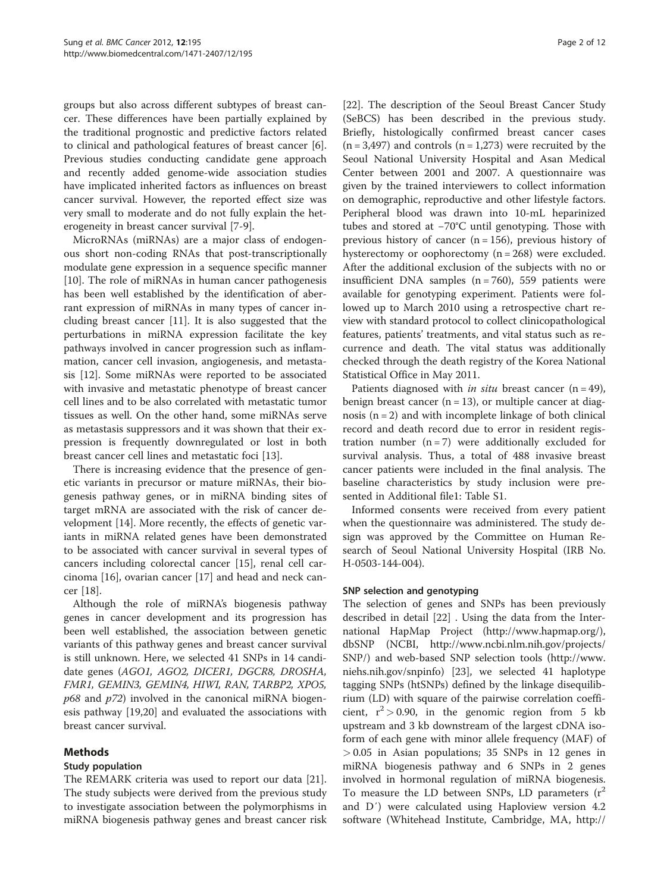groups but also across different subtypes of breast cancer. These differences have been partially explained by the traditional prognostic and predictive factors related to clinical and pathological features of breast cancer [6]. Previous studies conducting candidate gene approach and recently added genome-wide association studies have implicated inherited factors as influences on breast cancer survival. However, the reported effect size was very small to moderate and do not fully explain the heterogeneity in breast cancer survival [7-9].

MicroRNAs (miRNAs) are a major class of endogenous short non-coding RNAs that post-transcriptionally modulate gene expression in a sequence specific manner [10]. The role of miRNAs in human cancer pathogenesis has been well established by the identification of aberrant expression of miRNAs in many types of cancer including breast cancer [11]. It is also suggested that the perturbations in miRNA expression facilitate the key pathways involved in cancer progression such as inflammation, cancer cell invasion, angiogenesis, and metastasis [12]. Some miRNAs were reported to be associated with invasive and metastatic phenotype of breast cancer cell lines and to be also correlated with metastatic tumor tissues as well. On the other hand, some miRNAs serve as metastasis suppressors and it was shown that their expression is frequently downregulated or lost in both breast cancer cell lines and metastatic foci [13].

There is increasing evidence that the presence of genetic variants in precursor or mature miRNAs, their biogenesis pathway genes, or in miRNA binding sites of target mRNA are associated with the risk of cancer development [14]. More recently, the effects of genetic variants in miRNA related genes have been demonstrated to be associated with cancer survival in several types of cancers including colorectal cancer [15], renal cell carcinoma [16], ovarian cancer [17] and head and neck cancer [18].

Although the role of miRNA's biogenesis pathway genes in cancer development and its progression has been well established, the association between genetic variants of this pathway genes and breast cancer survival is still unknown. Here, we selected 41 SNPs in 14 candidate genes (*AGO1, AGO2, DICER1, DGCR8, DROSHA, FMR1, GEMIN3, GEMIN4, HIWI, RAN, TARBP2, XPO5, p68* and *p72*) involved in the canonical miRNA biogenesis pathway [19,20] and evaluated the associations with breast cancer survival.

## Methods

### Study population

The REMARK criteria was used to report our data [21]. The study subjects were derived from the previous study to investigate association between the polymorphisms in miRNA biogenesis pathway genes and breast cancer risk [22]. The description of the Seoul Breast Cancer Study (SeBCS) has been described in the previous study. Briefly, histologically confirmed breast cancer cases (n = 3,497) and controls (n = 1,273) were recruited by the Seoul National University Hospital and Asan Medical Center between 2001 and 2007. A questionnaire was given by the trained interviewers to collect information on demographic, reproductive and other lifestyle factors. Peripheral blood was drawn into 10-mL heparinized tubes and stored at −70°C until genotyping. Those with previous history of cancer (n = 156), previous history of hysterectomy or oophorectomy (n = 268) were excluded. After the additional exclusion of the subjects with no or insufficient DNA samples (n = 760), 559 patients were available for genotyping experiment. Patients were followed up to March 2010 using a retrospective chart review with standard protocol to collect clinicopathological features, patients' treatments, and vital status such as recurrence and death. The vital status was additionally checked through the death registry of the Korea National Statistical Office in May 2011.

Patients diagnosed with *in situ* breast cancer (n = 49), benign breast cancer (n = 13), or multiple cancer at diagnosis (n = 2) and with incomplete linkage of both clinical record and death record due to error in resident registration number (n = 7) were additionally excluded for survival analysis. Thus, a total of 488 invasive breast cancer patients were included in the final analysis. The baseline characteristics by study inclusion were presented in Additional file1: Table S1.

Informed consents were received from every patient when the questionnaire was administered. The study design was approved by the Committee on Human Research of Seoul National University Hospital (IRB No. H-0503-144-004).

### SNP selection and genotyping

The selection of genes and SNPs has been previously described in detail [22] . Using the data from the International HapMap Project (http://www.hapmap.org/), dbSNP (NCBI, http://www.ncbi.nlm.nih.gov/projects/SNP/) and web-based SNP selection tools (http://www.niehs.nih.gov/snpinfo) [23], we selected 41 haplotype tagging SNPs (htSNPs) defined by the linkage disequilibrium (LD) with square of the pairwise correlation coefficient, $r^2 > 0.90$, in the genomic region from 5 kb upstream and 3 kb downstream of the largest cDNA isoform of each gene with minor allele frequency (MAF) of > 0.05 in Asian populations; 35 SNPs in 12 genes in miRNA biogenesis pathway and 6 SNPs in 2 genes involved in hormonal regulation of miRNA biogenesis. To measure the LD between SNPs, LD parameters ($r^2$ and D′) were calculated using Haploview version 4.2 software (Whitehead Institute, Cambridge, MA, http://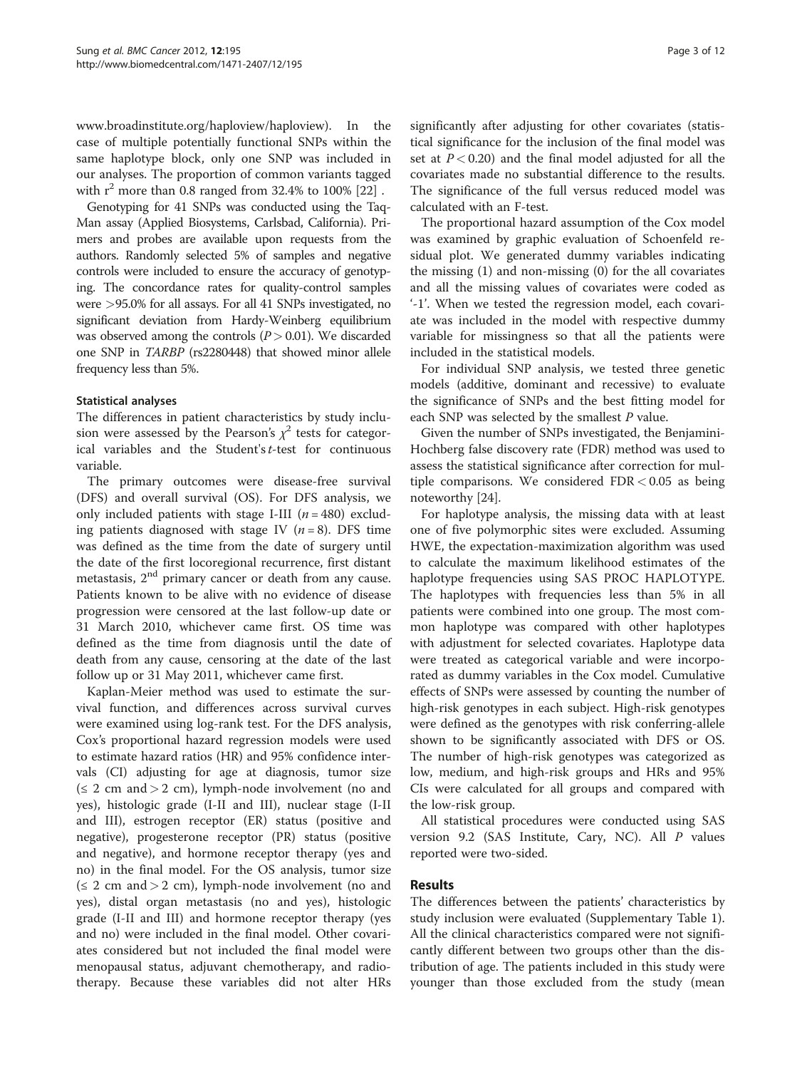www.broadinstitute.org/haploview/haploview). In the case of multiple potentially functional SNPs within the same haplotype block, only one SNP was included in our analyses. The proportion of common variants tagged with $r^2$ more than 0.8 ranged from 32.4% to 100% [22] .

Genotyping for 41 SNPs was conducted using the TaqMan assay (Applied Biosystems, Carlsbad, California). Primers and probes are available upon requests from the authors. Randomly selected 5% of samples and negative controls were included to ensure the accuracy of genotyping. The concordance rates for quality-control samples were >95.0% for all assays. For all 41 SNPs investigated, no significant deviation from Hardy-Weinberg equilibrium was observed among the controls ($P > 0.01$). We discarded one SNP in *TARBP* (rs2280448) that showed minor allele frequency less than 5%.

### Statistical analyses

The differences in patient characteristics by study inclusion were assessed by the Pearson's $\chi^2$ tests for categorical variables and the Student's *t*-test for continuous variable.

The primary outcomes were disease-free survival (DFS) and overall survival (OS). For DFS analysis, we only included patients with stage I-III ($n = 480$) excluding patients diagnosed with stage IV ($n = 8$). DFS time was defined as the time from the date of surgery until the date of the first locoregional recurrence, first distant metastasis, 2nd primary cancer or death from any cause. Patients known to be alive with no evidence of disease progression were censored at the last follow-up date or 31 March 2010, whichever came first. OS time was defined as the time from diagnosis until the date of death from any cause, censoring at the date of the last follow up or 31 May 2011, whichever came first.

Kaplan-Meier method was used to estimate the survival function, and differences across survival curves were examined using log-rank test. For the DFS analysis, Cox's proportional hazard regression models were used to estimate hazard ratios (HR) and 95% confidence intervals (CI) adjusting for age at diagnosis, tumor size ($\leq$ 2 cm and > 2 cm), lymph-node involvement (no and yes), histologic grade (I-II and III), nuclear stage (I-II and III), estrogen receptor (ER) status (positive and negative), progesterone receptor (PR) status (positive and negative), and hormone receptor therapy (yes and no) in the final model. For the OS analysis, tumor size ($\leq$ 2 cm and > 2 cm), lymph-node involvement (no and yes), distal organ metastasis (no and yes), histologic grade (I-II and III) and hormone receptor therapy (yes and no) were included in the final model. Other covariates considered but not included the final model were menopausal status, adjuvant chemotherapy, and radiotherapy. Because these variables did not alter HRs significantly after adjusting for other covariates (statistical significance for the inclusion of the final model was set at $P < 0.20$) and the final model adjusted for all the covariates made no substantial difference to the results. The significance of the full versus reduced model was calculated with an F-test.

The proportional hazard assumption of the Cox model was examined by graphic evaluation of Schoenfeld residual plot. We generated dummy variables indicating the missing (1) and non-missing (0) for the all covariates and all the missing values of covariates were coded as '-1'. When we tested the regression model, each covariate was included in the model with respective dummy variable for missingness so that all the patients were included in the statistical models.

For individual SNP analysis, we tested three genetic models (additive, dominant and recessive) to evaluate the significance of SNPs and the best fitting model for each SNP was selected by the smallest *P* value.

Given the number of SNPs investigated, the Benjamini-Hochberg false discovery rate (FDR) method was used to assess the statistical significance after correction for multiple comparisons. We considered FDR < 0.05 as being noteworthy [24].

For haplotype analysis, the missing data with at least one of five polymorphic sites were excluded. Assuming HWE, the expectation-maximization algorithm was used to calculate the maximum likelihood estimates of the haplotype frequencies using SAS PROC HAPLOTYPE. The haplotypes with frequencies less than 5% in all patients were combined into one group. The most common haplotype was compared with other haplotypes with adjustment for selected covariates. Haplotype data were treated as categorical variable and were incorporated as dummy variables in the Cox model. Cumulative effects of SNPs were assessed by counting the number of high-risk genotypes in each subject. High-risk genotypes were defined as the genotypes with risk conferring-allele shown to be significantly associated with DFS or OS. The number of high-risk genotypes was categorized as low, medium, and high-risk groups and HRs and 95% CIs were calculated for all groups and compared with the low-risk group.

All statistical procedures were conducted using SAS version 9.2 (SAS Institute, Cary, NC). All *P* values reported were two-sided.

## Results

The differences between the patients' characteristics by study inclusion were evaluated (Supplementary Table 1). All the clinical characteristics compared were not significantly different between two groups other than the distribution of age. The patients included in this study were younger than those excluded from the study (mean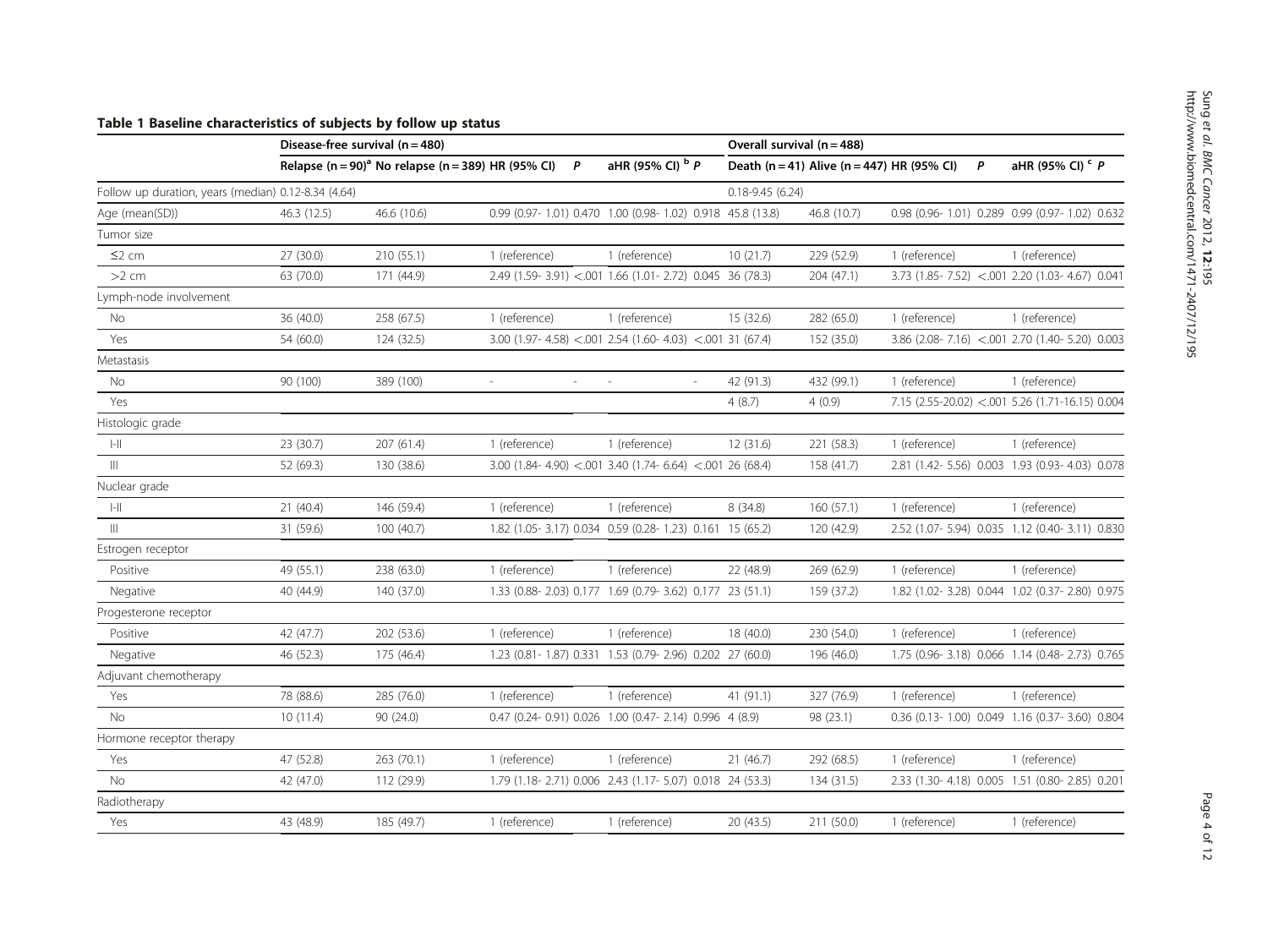**Table 1 Baseline characteristics of subjects by follow up status**

| | Disease-free survival (n = 480) | | | | | | Overall survival (n = 488) | | | | | |
|---|---|---|---|---|---|---|---|---|---|---|---|---|
| | Relapse (n = 90)[a] | No relapse (n = 389) | HR (95% CI) | P | aHR (95% CI) [b] | P | Death (n = 41) | Alive (n = 447) | HR (95% CI) | P | aHR (95% CI) [c] | P |
| Follow up duration, years (median) | 0.12-8.34 (4.64) | | | | | | 0.18-9.45 (6.24) | | | | | |
| Age (mean(SD)) | 46.3 (12.5) | 46.6 (10.6) | 0.99 (0.97- 1.01) | 0.470 | 1.00 (0.98- 1.02) | 0.918 | 45.8 (13.8) | 46.8 (10.7) | 0.98 (0.96- 1.01) | 0.289 | 0.99 (0.97- 1.02) | 0.632 |
| Tumor size | | | | | | | | | | | | |
| ≤2 cm | 27 (30.0) | 210 (55.1) | 1 (reference) | | 1 (reference) | | 10 (21.7) | 229 (52.9) | 1 (reference) | | 1 (reference) | |
| >2 cm | 63 (70.0) | 171 (44.9) | 2.49 (1.59- 3.91) | <.001 | 1.66 (1.01- 2.72) | 0.045 | 36 (78.3) | 204 (47.1) | 3.73 (1.85- 7.52) | <.001 | 2.20 (1.03- 4.67) | 0.041 |
| Lymph-node involvement | | | | | | | | | | | | |
| No | 36 (40.0) | 258 (67.5) | 1 (reference) | | 1 (reference) | | 15 (32.6) | 282 (65.0) | 1 (reference) | | 1 (reference) | |
| Yes | 54 (60.0) | 124 (32.5) | 3.00 (1.97- 4.58) | <.001 | 2.54 (1.60- 4.03) | <.001 | 31 (67.4) | 152 (35.0) | 3.86 (2.08- 7.16) | <.001 | 2.70 (1.40- 5.20) | 0.003 |
| Metastasis | | | | | | | | | | | | |
| No | 90 (100) | 389 (100) | - | - | - | - | 42 (91.3) | 432 (99.1) | 1 (reference) | | 1 (reference) | |
| Yes | | | | | | | 4 (8.7) | 4 (0.9) | 7.15 (2.55-20.02) | <.001 | 5.26 (1.71-16.15) | 0.004 |
| Histologic grade | | | | | | | | | | | | |
| I-II | 23 (30.7) | 207 (61.4) | 1 (reference) | | 1 (reference) | | 12 (31.6) | 221 (58.3) | 1 (reference) | | 1 (reference) | |
| III | 52 (69.3) | 130 (38.6) | 3.00 (1.84- 4.90) | <.001 | 3.40 (1.74- 6.64) | <.001 | 26 (68.4) | 158 (41.7) | 2.81 (1.42- 5.56) | 0.003 | 1.93 (0.93- 4.03) | 0.078 |
| Nuclear grade | | | | | | | | | | | | |
| I-II | 21 (40.4) | 146 (59.4) | 1 (reference) | | 1 (reference) | | 8 (34.8) | 160 (57.1) | 1 (reference) | | 1 (reference) | |
| III | 31 (59.6) | 100 (40.7) | 1.82 (1.05- 3.17) | 0.034 | 0.59 (0.28- 1.23) | 0.161 | 15 (65.2) | 120 (42.9) | 2.52 (1.07- 5.94) | 0.035 | 1.12 (0.40- 3.11) | 0.830 |
| Estrogen receptor | | | | | | | | | | | | |
| Positive | 49 (55.1) | 238 (63.0) | 1 (reference) | | 1 (reference) | | 22 (48.9) | 269 (62.9) | 1 (reference) | | 1 (reference) | |
| Negative | 40 (44.9) | 140 (37.0) | 1.33 (0.88- 2.03) | 0.177 | 1.69 (0.79- 3.62) | 0.177 | 23 (51.1) | 159 (37.2) | 1.82 (1.02- 3.28) | 0.044 | 1.02 (0.37- 2.80) | 0.975 |
| Progesterone receptor | | | | | | | | | | | | |
| Positive | 42 (47.7) | 202 (53.6) | 1 (reference) | | 1 (reference) | | 18 (40.0) | 230 (54.0) | 1 (reference) | | 1 (reference) | |
| Negative | 46 (52.3) | 175 (46.4) | 1.23 (0.81- 1.87) | 0.331 | 1.53 (0.79- 2.96) | 0.202 | 27 (60.0) | 196 (46.0) | 1.75 (0.96- 3.18) | 0.066 | 1.14 (0.48- 2.73) | 0.765 |
| Adjuvant chemotherapy | | | | | | | | | | | | |
| Yes | 78 (88.6) | 285 (76.0) | 1 (reference) | | 1 (reference) | | 41 (91.1) | 327 (76.9) | 1 (reference) | | 1 (reference) | |
| No | 10 (11.4) | 90 (24.0) | 0.47 (0.24- 0.91) | 0.026 | 1.00 (0.47- 2.14) | 0.996 | 4 (8.9) | 98 (23.1) | 0.36 (0.13- 1.00) | 0.049 | 1.16 (0.37- 3.60) | 0.804 |
| Hormone receptor therapy | | | | | | | | | | | | |
| Yes | 47 (52.8) | 263 (70.1) | 1 (reference) | | 1 (reference) | | 21 (46.7) | 292 (68.5) | 1 (reference) | | 1 (reference) | |
| No | 42 (47.0) | 112 (29.9) | 1.79 (1.18- 2.71) | 0.006 | 2.43 (1.17- 5.07) | 0.018 | 24 (53.3) | 134 (31.5) | 2.33 (1.30- 4.18) | 0.005 | 1.51 (0.80- 2.85) | 0.201 |
| Radiotherapy | | | | | | | | | | | | |
| Yes | 43 (48.9) | 185 (49.7) | 1 (reference) | | 1 (reference) | | 20 (43.5) | 211 (50.0) | 1 (reference) | | 1 (reference) | |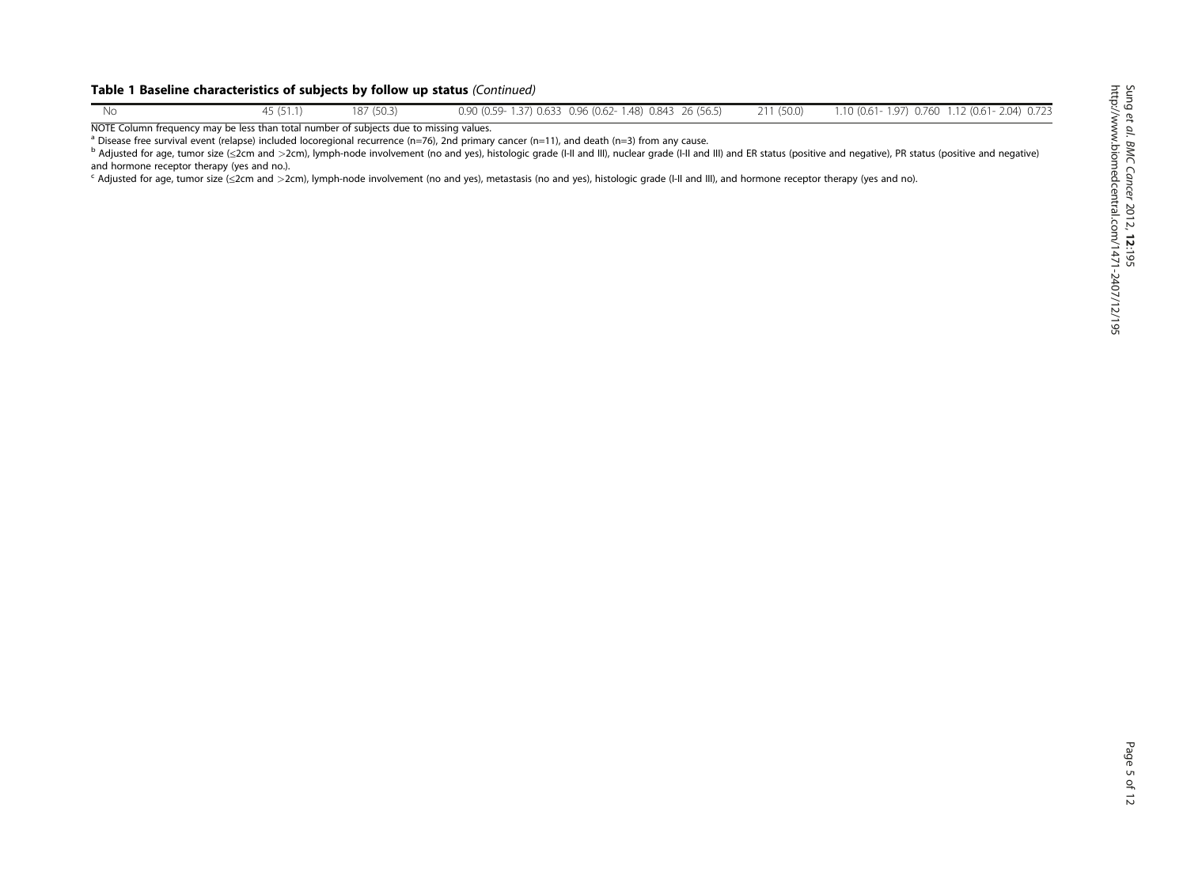**Table 1 Baseline characteristics of subjects by follow up status** *(Continued)*

| | | | | | | | | | | |
|---|---|---|---|---|---|---|---|---|---|---|
| No | 45 (51.1) | 187 (50.3) | 0.90 (0.59- 1.37) | 0.633 | 0.96 (0.62- 1.48) | 0.843 | 26 (56.5) | 211 (50.0) | 1.10 (0.61- 1.97) | 0.760 | 1.12 (0.61- 2.04) | 0.723 |

NOTE Column frequency may be less than total number of subjects due to missing values.

[a] Disease free survival event (relapse) included locoregional recurrence (n=76), 2nd primary cancer (n=11), and death (n=3) from any cause.

[b] Adjusted for age, tumor size (≤2cm and >2cm), lymph-node involvement (no and yes), histologic grade (I-II and III), nuclear grade (I-II and III) and ER status (positive and negative), PR status (positive and negative) and hormone receptor therapy (yes and no.).

[c] Adjusted for age, tumor size (≤2cm and >2cm), lymph-node involvement (no and yes), metastasis (no and yes), histologic grade (I-II and III), and hormone receptor therapy (yes and no).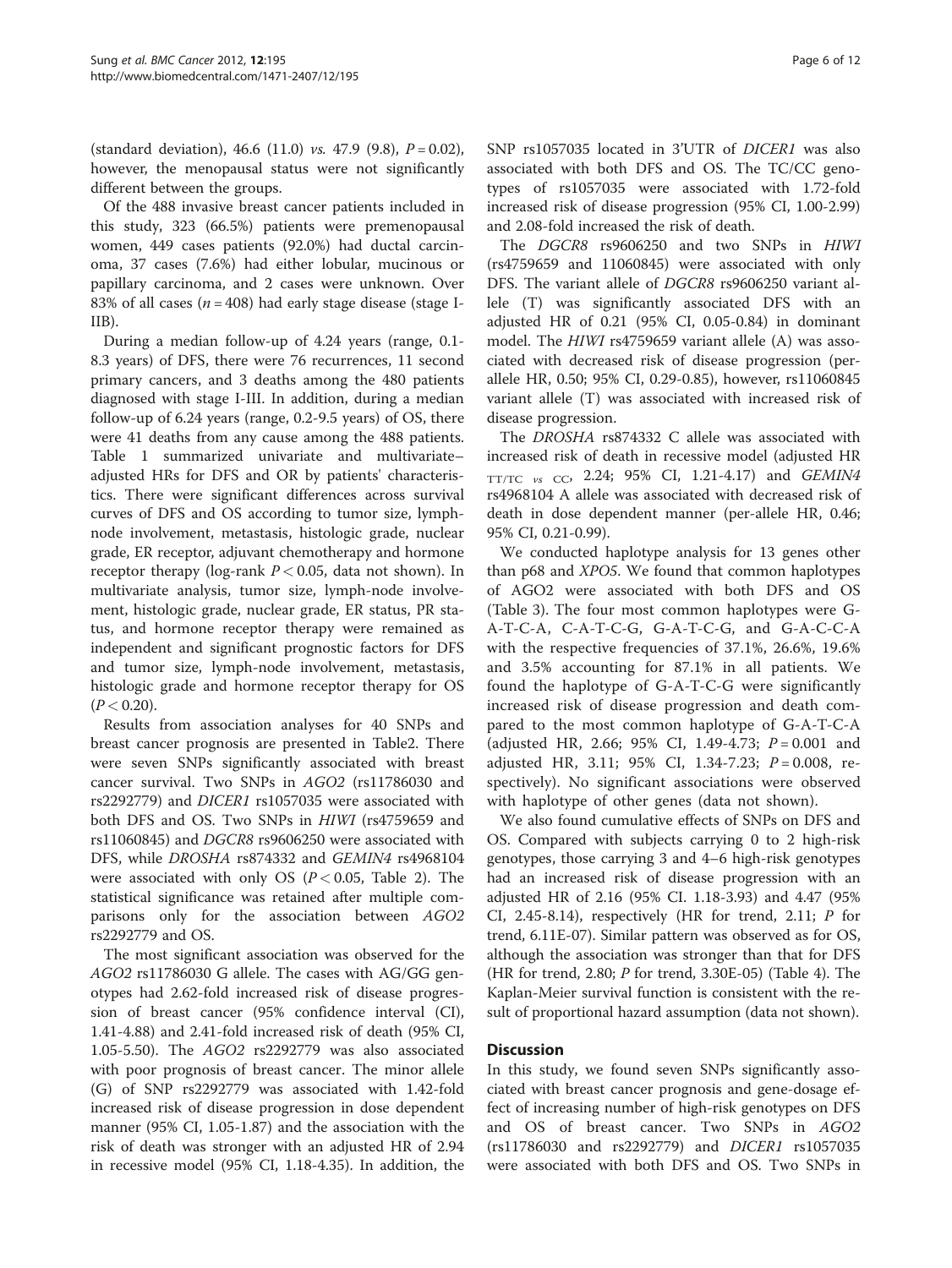(standard deviation), 46.6 (11.0) *vs.* 47.9 (9.8), $P = 0.02$), however, the menopausal status were not significantly different between the groups.

Of the 488 invasive breast cancer patients included in this study, 323 (66.5%) patients were premenopausal women, 449 cases patients (92.0%) had ductal carcinoma, 37 cases (7.6%) had either lobular, mucinous or papillary carcinoma, and 2 cases were unknown. Over 83% of all cases ($n = 408$) had early stage disease (stage I-IIB).

During a median follow-up of 4.24 years (range, 0.1-8.3 years) of DFS, there were 76 recurrences, 11 second primary cancers, and 3 deaths among the 480 patients diagnosed with stage I-III. In addition, during a median follow-up of 6.24 years (range, 0.2-9.5 years) of OS, there were 41 deaths from any cause among the 488 patients. Table 1 summarized univariate and multivariate–adjusted HRs for DFS and OR by patients' characteristics. There were significant differences across survival curves of DFS and OS according to tumor size, lymph-node involvement, metastasis, histologic grade, nuclear grade, ER receptor, adjuvant chemotherapy and hormone receptor therapy (log-rank $P < 0.05$, data not shown). In multivariate analysis, tumor size, lymph-node involvement, histologic grade, nuclear grade, ER status, PR status, and hormone receptor therapy were remained as independent and significant prognostic factors for DFS and tumor size, lymph-node involvement, metastasis, histologic grade and hormone receptor therapy for OS ($P < 0.20$).

Results from association analyses for 40 SNPs and breast cancer prognosis are presented in Table2. There were seven SNPs significantly associated with breast cancer survival. Two SNPs in *AGO2* (rs11786030 and rs2292779) and *DICER1* rs1057035 were associated with both DFS and OS. Two SNPs in *HIWI* (rs4759659 and rs11060845) and *DGCR8* rs9606250 were associated with DFS, while *DROSHA* rs874332 and *GEMIN4* rs4968104 were associated with only OS ($P < 0.05$, Table 2). The statistical significance was retained after multiple comparisons only for the association between *AGO2* rs2292779 and OS.

The most significant association was observed for the *AGO2* rs11786030 G allele. The cases with AG/GG genotypes had 2.62-fold increased risk of disease progression of breast cancer (95% confidence interval (CI), 1.41-4.88) and 2.41-fold increased risk of death (95% CI, 1.05-5.50). The *AGO2* rs2292779 was also associated with poor prognosis of breast cancer. The minor allele (G) of SNP rs2292779 was associated with 1.42-fold increased risk of disease progression in dose dependent manner (95% CI, 1.05-1.87) and the association with the risk of death was stronger with an adjusted HR of 2.94 in recessive model (95% CI, 1.18-4.35). In addition, the SNP rs1057035 located in 3'UTR of *DICER1* was also associated with both DFS and OS. The TC/CC genotypes of rs1057035 were associated with 1.72-fold increased risk of disease progression (95% CI, 1.00-2.99) and 2.08-fold increased the risk of death.

The *DGCR8* rs9606250 and two SNPs in *HIWI* (rs4759659 and 11060845) were associated with only DFS. The variant allele of *DGCR8* rs9606250 variant allele (T) was significantly associated DFS with an adjusted HR of 0.21 (95% CI, 0.05-0.84) in dominant model. The *HIWI* rs4759659 variant allele (A) was associated with decreased risk of disease progression (per-allele HR, 0.50; 95% CI, 0.29-0.85), however, rs11060845 variant allele (T) was associated with increased risk of disease progression.

The *DROSHA* rs874332 C allele was associated with increased risk of death in recessive model (adjusted HR $_{\text{TT/TC } vs \text{ CC}}$, 2.24; 95% CI, 1.21-4.17) and *GEMIN4* rs4968104 A allele was associated with decreased risk of death in dose dependent manner (per-allele HR, 0.46; 95% CI, 0.21-0.99).

We conducted haplotype analysis for 13 genes other than p68 and *XPO5*. We found that common haplotypes of AGO2 were associated with both DFS and OS (Table 3). The four most common haplotypes were G-A-T-C-A, C-A-T-C-G, G-A-T-C-G, and G-A-C-C-A with the respective frequencies of 37.1%, 26.6%, 19.6% and 3.5% accounting for 87.1% in all patients. We found the haplotype of G-A-T-C-G were significantly increased risk of disease progression and death compared to the most common haplotype of G-A-T-C-A (adjusted HR, 2.66; 95% CI, 1.49-4.73; $P = 0.001$ and adjusted HR, 3.11; 95% CI, 1.34-7.23; $P = 0.008$, respectively). No significant associations were observed with haplotype of other genes (data not shown).

We also found cumulative effects of SNPs on DFS and OS. Compared with subjects carrying 0 to 2 high-risk genotypes, those carrying 3 and 4–6 high-risk genotypes had an increased risk of disease progression with an adjusted HR of 2.16 (95% CI. 1.18-3.93) and 4.47 (95% CI, 2.45-8.14), respectively (HR for trend, 2.11; *P* for trend, 6.11E-07). Similar pattern was observed as for OS, although the association was stronger than that for DFS (HR for trend, 2.80; *P* for trend, 3.30E-05) (Table 4). The Kaplan-Meier survival function is consistent with the result of proportional hazard assumption (data not shown).

## Discussion

In this study, we found seven SNPs significantly associated with breast cancer prognosis and gene-dosage effect of increasing number of high-risk genotypes on DFS and OS of breast cancer. Two SNPs in *AGO2* (rs11786030 and rs2292779) and *DICER1* rs1057035 were associated with both DFS and OS. Two SNPs in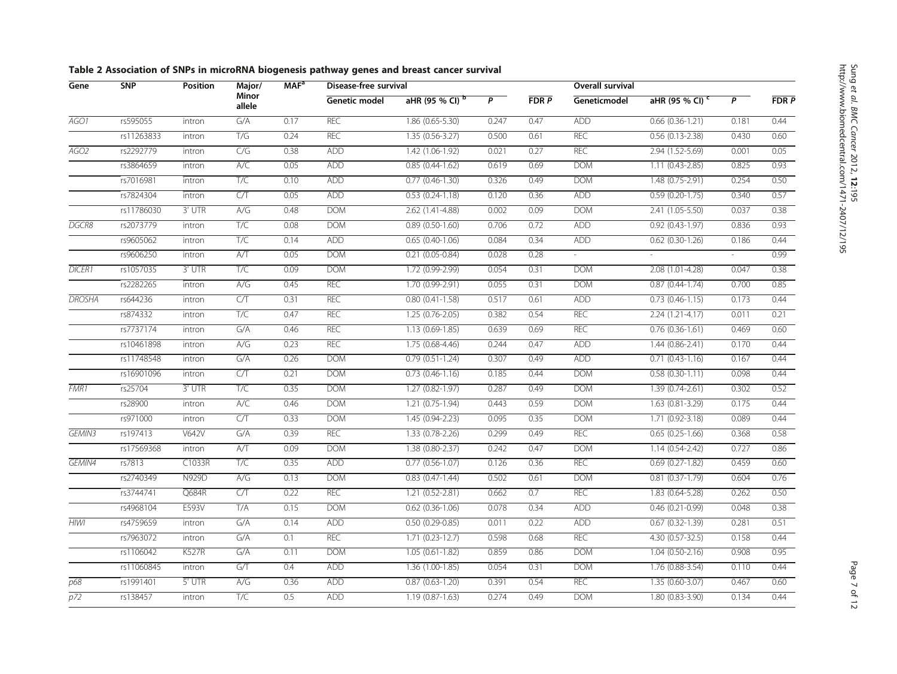**Table 2 Association of SNPs in microRNA biogenesis pathway genes and breast cancer survival**

| Gene | SNP | Position | Major/ Minor allele | MAF[a] | Disease-free survival | | | | Overall survival | | | |
|---|---|---|---|---|---|---|---|---|---|---|---|---|
| | | | | | Genetic model | aHR (95 % CI) [b] | *P* | FDR *P* | Geneticmodel | aHR (95 % CI) [c] | *P* | FDR *P* |
| *AGO1* | rs595055 | intron | G/A | 0.17 | REC | 1.86 (0.65-5.30) | 0.247 | 0.47 | ADD | 0.66 (0.36-1.21) | 0.181 | 0.44 |
| | rs11263833 | intron | T/G | 0.24 | REC | 1.35 (0.56-3.27) | 0.500 | 0.61 | REC | 0.56 (0.13-2.38) | 0.430 | 0.60 |
| *AGO2* | rs2292779 | intron | C/G | 0.38 | ADD | 1.42 (1.06-1.92) | 0.021 | 0.27 | REC | 2.94 (1.52-5.69) | 0.001 | 0.05 |
| | rs3864659 | intron | A/C | 0.05 | ADD | 0.85 (0.44-1.62) | 0.619 | 0.69 | DOM | 1.11 (0.43-2.85) | 0.825 | 0.93 |
| | rs7016981 | intron | T/C | 0.10 | ADD | 0.77 (0.46-1.30) | 0.326 | 0.49 | DOM | 1.48 (0.75-2.91) | 0.254 | 0.50 |
| | rs7824304 | intron | C/T | 0.05 | ADD | 0.53 (0.24-1.18) | 0.120 | 0.36 | ADD | 0.59 (0.20-1.75) | 0.340 | 0.57 |
| | rs11786030 | 3' UTR | A/G | 0.48 | DOM | 2.62 (1.41-4.88) | 0.002 | 0.09 | DOM | 2.41 (1.05-5.50) | 0.037 | 0.38 |
| *DGCR8* | rs2073779 | intron | T/C | 0.08 | DOM | 0.89 (0.50-1.60) | 0.706 | 0.72 | ADD | 0.92 (0.43-1.97) | 0.836 | 0.93 |
| | rs9605062 | intron | T/C | 0.14 | ADD | 0.65 (0.40-1.06) | 0.084 | 0.34 | ADD | 0.62 (0.30-1.26) | 0.186 | 0.44 |
| | rs9606250 | intron | A/T | 0.05 | DOM | 0.21 (0.05-0.84) | 0.028 | 0.28 | - | - | - | 0.99 |
| *DICER1* | rs1057035 | 3' UTR | T/C | 0.09 | DOM | 1.72 (0.99-2.99) | 0.054 | 0.31 | DOM | 2.08 (1.01-4.28) | 0.047 | 0.38 |
| | rs2282265 | intron | A/G | 0.45 | REC | 1.70 (0.99-2.91) | 0.055 | 0.31 | DOM | 0.87 (0.44-1.74) | 0.700 | 0.85 |
| *DROSHA* | rs644236 | intron | C/T | 0.31 | REC | 0.80 (0.41-1.58) | 0.517 | 0.61 | ADD | 0.73 (0.46-1.15) | 0.173 | 0.44 |
| | rs874332 | intron | T/C | 0.47 | REC | 1.25 (0.76-2.05) | 0.382 | 0.54 | REC | 2.24 (1.21-4.17) | 0.011 | 0.21 |
| | rs7737174 | intron | G/A | 0.46 | REC | 1.13 (0.69-1.85) | 0.639 | 0.69 | REC | 0.76 (0.36-1.61) | 0.469 | 0.60 |
| | rs10461898 | intron | A/G | 0.23 | REC | 1.75 (0.68-4.46) | 0.244 | 0.47 | ADD | 1.44 (0.86-2.41) | 0.170 | 0.44 |
| | rs11748548 | intron | G/A | 0.26 | DOM | 0.79 (0.51-1.24) | 0.307 | 0.49 | ADD | 0.71 (0.43-1.16) | 0.167 | 0.44 |
| | rs16901096 | intron | C/T | 0.21 | DOM | 0.73 (0.46-1.16) | 0.185 | 0.44 | DOM | 0.58 (0.30-1.11) | 0.098 | 0.44 |
| *FMR1* | rs25704 | 3' UTR | T/C | 0.35 | DOM | 1.27 (0.82-1.97) | 0.287 | 0.49 | DOM | 1.39 (0.74-2.61) | 0.302 | 0.52 |
| | rs28900 | intron | A/C | 0.46 | DOM | 1.21 (0.75-1.94) | 0.443 | 0.59 | DOM | 1.63 (0.81-3.29) | 0.175 | 0.44 |
| | rs971000 | intron | C/T | 0.33 | DOM | 1.45 (0.94-2.23) | 0.095 | 0.35 | DOM | 1.71 (0.92-3.18) | 0.089 | 0.44 |
| *GEMIN3* | rs197413 | V642V | G/A | 0.39 | REC | 1.33 (0.78-2.26) | 0.299 | 0.49 | REC | 0.65 (0.25-1.66) | 0.368 | 0.58 |
| | rs17569368 | intron | A/T | 0.09 | DOM | 1.38 (0.80-2.37) | 0.242 | 0.47 | DOM | 1.14 (0.54-2.42) | 0.727 | 0.86 |
| *GEMIN4* | rs7813 | C1033R | T/C | 0.35 | ADD | 0.77 (0.56-1.07) | 0.126 | 0.36 | REC | 0.69 (0.27-1.82) | 0.459 | 0.60 |
| | rs2740349 | N929D | A/G | 0.13 | DOM | 0.83 (0.47-1.44) | 0.502 | 0.61 | DOM | 0.81 (0.37-1.79) | 0.604 | 0.76 |
| | rs3744741 | Q684R | C/T | 0.22 | REC | 1.21 (0.52-2.81) | 0.662 | 0.7 | REC | 1.83 (0.64-5.28) | 0.262 | 0.50 |
| | rs4968104 | E593V | T/A | 0.15 | DOM | 0.62 (0.36-1.06) | 0.078 | 0.34 | ADD | 0.46 (0.21-0.99) | 0.048 | 0.38 |
| *HIWI* | rs4759659 | intron | G/A | 0.14 | ADD | 0.50 (0.29-0.85) | 0.011 | 0.22 | ADD | 0.67 (0.32-1.39) | 0.281 | 0.51 |
| | rs7963072 | intron | G/A | 0.1 | REC | 1.71 (0.23-12.7) | 0.598 | 0.68 | REC | 4.30 (0.57-32.5) | 0.158 | 0.44 |
| | rs1106042 | K527R | G/A | 0.11 | DOM | 1.05 (0.61-1.82) | 0.859 | 0.86 | DOM | 1.04 (0.50-2.16) | 0.908 | 0.95 |
| | rs11060845 | intron | G/T | 0.4 | ADD | 1.36 (1.00-1.85) | 0.054 | 0.31 | DOM | 1.76 (0.88-3.54) | 0.110 | 0.44 |
| *p68* | rs1991401 | 5' UTR | A/G | 0.36 | ADD | 0.87 (0.63-1.20) | 0.391 | 0.54 | REC | 1.35 (0.60-3.07) | 0.467 | 0.60 |
| *p72* | rs138457 | intron | T/C | 0.5 | ADD | 1.19 (0.87-1.63) | 0.274 | 0.49 | DOM | 1.80 (0.83-3.90) | 0.134 | 0.44 |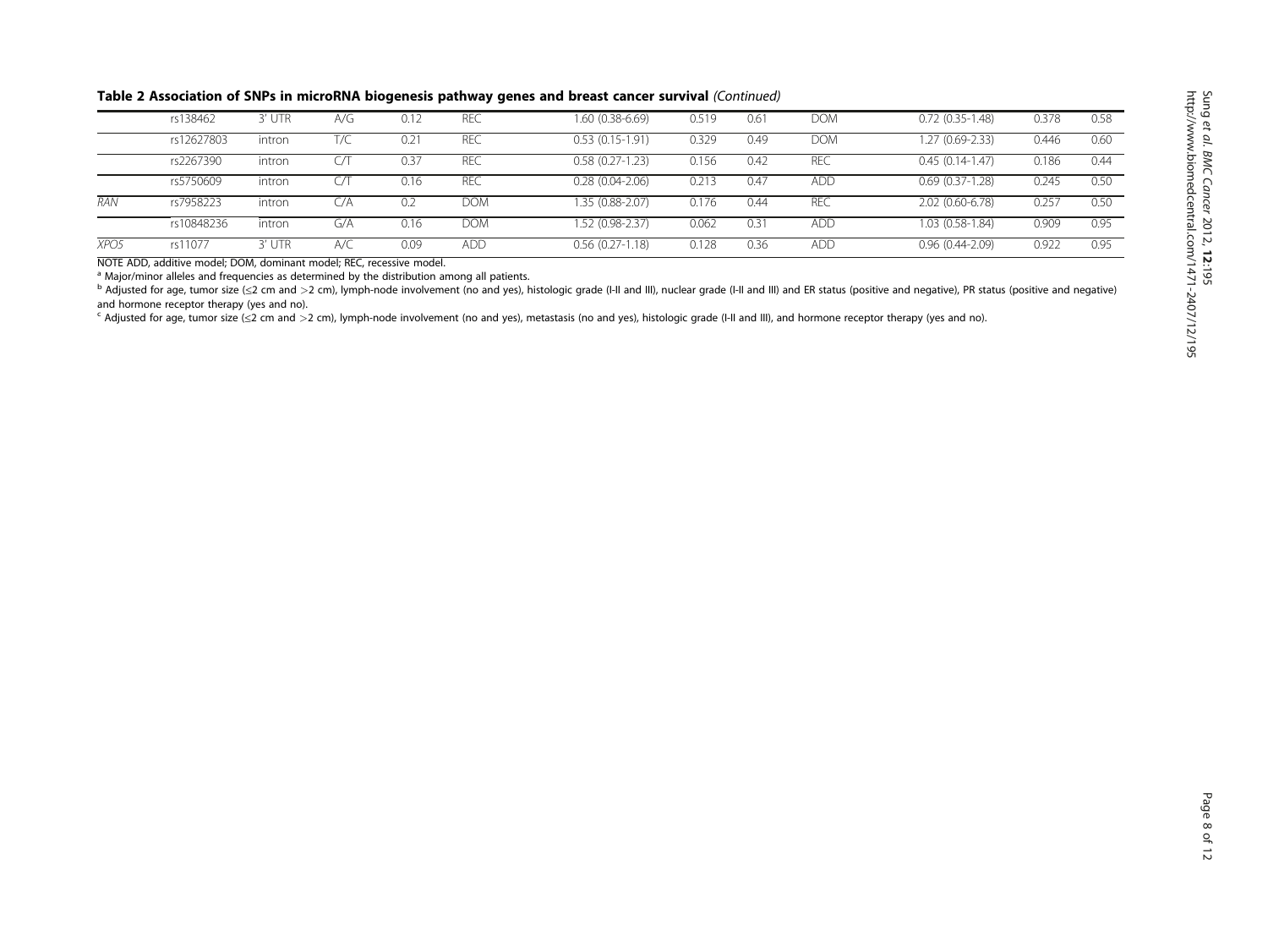**Table 2 Association of SNPs in microRNA biogenesis pathway genes and breast cancer survival** *(Continued)*

| | | | | | | | | | | | |
|---|---|---|---|---|---|---|---|---|---|---|---|
| | rs138462 | 3' UTR | A/G | 0.12 | REC | 1.60 (0.38-6.69) | 0.519 | 0.61 | DOM | 0.72 (0.35-1.48) | 0.378 | 0.58 |
| | rs12627803 | intron | T/C | 0.21 | REC | 0.53 (0.15-1.91) | 0.329 | 0.49 | DOM | 1.27 (0.69-2.33) | 0.446 | 0.60 |
| | rs2267390 | intron | C/T | 0.37 | REC | 0.58 (0.27-1.23) | 0.156 | 0.42 | REC | 0.45 (0.14-1.47) | 0.186 | 0.44 |
| | rs5750609 | intron | C/T | 0.16 | REC | 0.28 (0.04-2.06) | 0.213 | 0.47 | ADD | 0.69 (0.37-1.28) | 0.245 | 0.50 |
| *RAN* | rs7958223 | intron | C/A | 0.2 | DOM | 1.35 (0.88-2.07) | 0.176 | 0.44 | REC | 2.02 (0.60-6.78) | 0.257 | 0.50 |
| | rs10848236 | intron | G/A | 0.16 | DOM | 1.52 (0.98-2.37) | 0.062 | 0.31 | ADD | 1.03 (0.58-1.84) | 0.909 | 0.95 |
| *XPO5* | rs11077 | 3' UTR | A/C | 0.09 | ADD | 0.56 (0.27-1.18) | 0.128 | 0.36 | ADD | 0.96 (0.44-2.09) | 0.922 | 0.95 |

NOTE ADD, additive model; DOM, dominant model; REC, recessive model.

[a] Major/minor alleles and frequencies as determined by the distribution among all patients.

[b] Adjusted for age, tumor size (≤2 cm and >2 cm), lymph-node involvement (no and yes), histologic grade (I-II and III), nuclear grade (I-II and III) and ER status (positive and negative), PR status (positive and negative) and hormone receptor therapy (yes and no).

[c] Adjusted for age, tumor size (≤2 cm and >2 cm), lymph-node involvement (no and yes), metastasis (no and yes), histologic grade (I-II and III), and hormone receptor therapy (yes and no).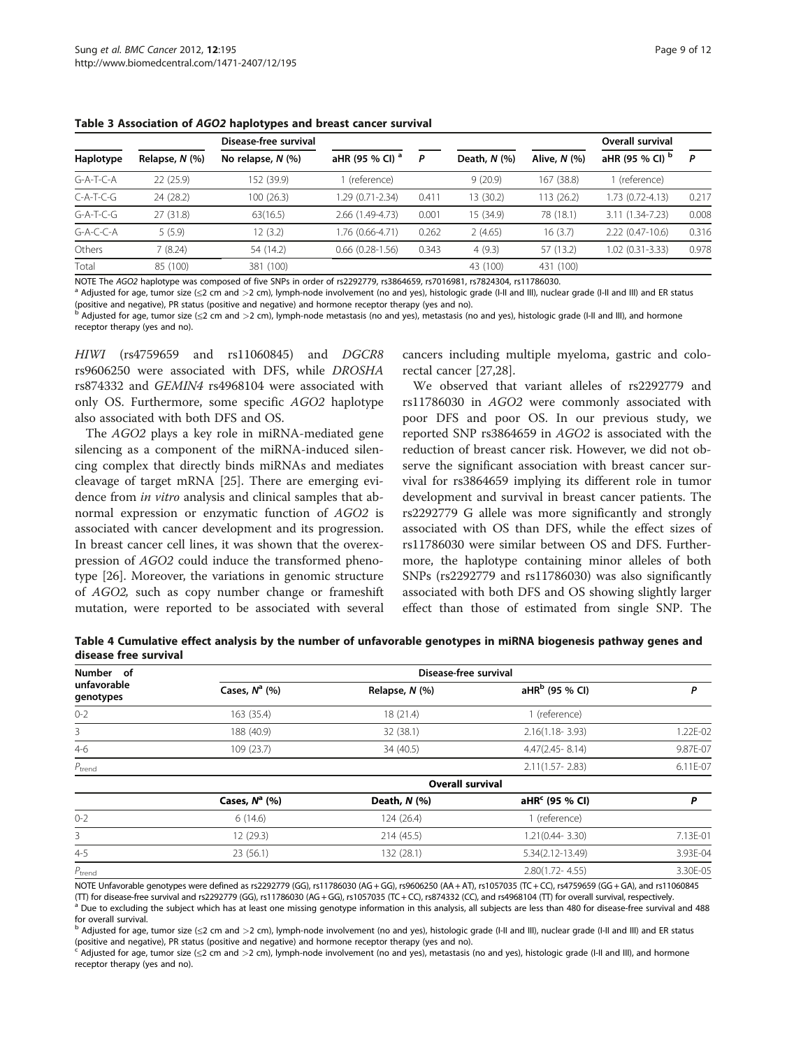**Table 3 Association of *AGO2* haplotypes and breast cancer survival**

| Haplotype | Disease-free survival | | | | Overall survival | | | |
|---|---|---|---|---|---|---|---|---|
| | Relapse, *N* (%) | No relapse, *N* (%) | aHR (95 % CI) [a] | *P* | Death, *N* (%) | Alive, *N* (%) | aHR (95 % CI) [b] | *P* |
| G-A-T-C-A | 22 (25.9) | 152 (39.9) | 1 (reference) | | 9 (20.9) | 167 (38.8) | 1 (reference) | |
| C-A-T-C-G | 24 (28.2) | 100 (26.3) | 1.29 (0.71-2.34) | 0.411 | 13 (30.2) | 113 (26.2) | 1.73 (0.72-4.13) | 0.217 |
| G-A-T-C-G | 27 (31.8) | 63(16.5) | 2.66 (1.49-4.73) | 0.001 | 15 (34.9) | 78 (18.1) | 3.11 (1.34-7.23) | 0.008 |
| G-A-C-C-A | 5 (5.9) | 12 (3.2) | 1.76 (0.66-4.71) | 0.262 | 2 (4.65) | 16 (3.7) | 2.22 (0.47-10.6) | 0.316 |
| Others | 7 (8.24) | 54 (14.2) | 0.66 (0.28-1.56) | 0.343 | 4 (9.3) | 57 (13.2) | 1.02 (0.31-3.33) | 0.978 |
| Total | 85 (100) | 381 (100) | | | 43 (100) | 431 (100) | | |

NOTE The *AGO2* haplotype was composed of five SNPs in order of rs2292779, rs3864659, rs7016981, rs7824304, rs11786030.
[a] Adjusted for age, tumor size (≤2 cm and >2 cm), lymph-node involvement (no and yes), histologic grade (I-II and III), nuclear grade (I-II and III) and ER status (positive and negative), PR status (positive and negative) and hormone receptor therapy (yes and no).
[b] Adjusted for age, tumor size (≤2 cm and >2 cm), lymph-node metastasis (no and yes), metastasis (no and yes), histologic grade (I-II and III), and hormone receptor therapy (yes and no).

*HIWI* (rs4759659 and rs11060845) and *DGCR8* rs9606250 were associated with DFS, while *DROSHA* rs874332 and *GEMIN4* rs4968104 were associated with only OS. Furthermore, some specific *AGO2* haplotype also associated with both DFS and OS.

The *AGO2* plays a key role in miRNA-mediated gene silencing as a component of the miRNA-induced silencing complex that directly binds miRNAs and mediates cleavage of target mRNA [25]. There are emerging evidence from *in vitro* analysis and clinical samples that abnormal expression or enzymatic function of *AGO2* is associated with cancer development and its progression. In breast cancer cell lines, it was shown that the overexpression of *AGO2* could induce the transformed phenotype [26]. Moreover, the variations in genomic structure of *AGO2,* such as copy number change or frameshift mutation, were reported to be associated with several cancers including multiple myeloma, gastric and colorectal cancer [27,28].

We observed that variant alleles of rs2292779 and rs11786030 in *AGO2* were commonly associated with poor DFS and poor OS. In our previous study, we reported SNP rs3864659 in *AGO2* is associated with the reduction of breast cancer risk. However, we did not observe the significant association with breast cancer survival for rs3864659 implying its different role in tumor development and survival in breast cancer patients. The rs2292779 G allele was more significantly and strongly associated with OS than DFS, while the effect sizes of rs11786030 were similar between OS and DFS. Furthermore, the haplotype containing minor alleles of both SNPs (rs2292779 and rs11786030) was also significantly associated with both DFS and OS showing slightly larger effect than those of estimated from single SNP. The

**Table 4 Cumulative effect analysis by the number of unfavorable genotypes in miRNA biogenesis pathway genes and disease free survival**

| Number of unfavorable genotypes | Disease-free survival | | | |
|---|---|---|---|---|
| | Cases, $N^a$ (%) | Relapse, *N* (%) | aHR[b] (95 % CI) | *P* |
| 0-2 | 163 (35.4) | 18 (21.4) | 1 (reference) | |
| 3 | 188 (40.9) | 32 (38.1) | 2.16(1.18- 3.93) | 1.22E-02 |
| 4-6 | 109 (23.7) | 34 (40.5) | 4.47(2.45- 8.14) | 9.87E-07 |
| $P_{trend}$ | | | 2.11(1.57- 2.83) | 6.11E-07 |
| | **Overall survival** | | | |
| | Cases, $N^a$ (%) | Death, *N* (%) | aHR[c] (95 % CI) | *P* |
| 0-2 | 6 (14.6) | 124 (26.4) | 1 (reference) | |
| 3 | 12 (29.3) | 214 (45.5) | 1.21(0.44- 3.30) | 7.13E-01 |
| 4-5 | 23 (56.1) | 132 (28.1) | 5.34(2.12-13.49) | 3.93E-04 |
| $P_{trend}$ | | | 2.80(1.72- 4.55) | 3.30E-05 |

NOTE Unfavorable genotypes were defined as rs2292779 (GG), rs11786030 (AG + GG), rs9606250 (AA + AT), rs1057035 (TC + CC), rs4759659 (GG + GA), and rs11060845 (TT) for disease-free survival and rs2292779 (GG), rs11786030 (AG + GG), rs1057035 (TC + CC), rs874332 (CC), and rs4968104 (TT) for overall survival, respectively.
[a] Due to excluding the subject which has at least one missing genotype information in this analysis, all subjects are less than 480 for disease-free survival and 488 for overall survival.
[b] Adjusted for age, tumor size (≤2 cm and >2 cm), lymph-node involvement (no and yes), histologic grade (I-II and III), nuclear grade (I-II and III) and ER status (positive and negative), PR status (positive and negative) and hormone receptor therapy (yes and no).
[c] Adjusted for age, tumor size (≤2 cm and >2 cm), lymph-node involvement (no and yes), metastasis (no and yes), histologic grade (I-II and III), and hormone receptor therapy (yes and no).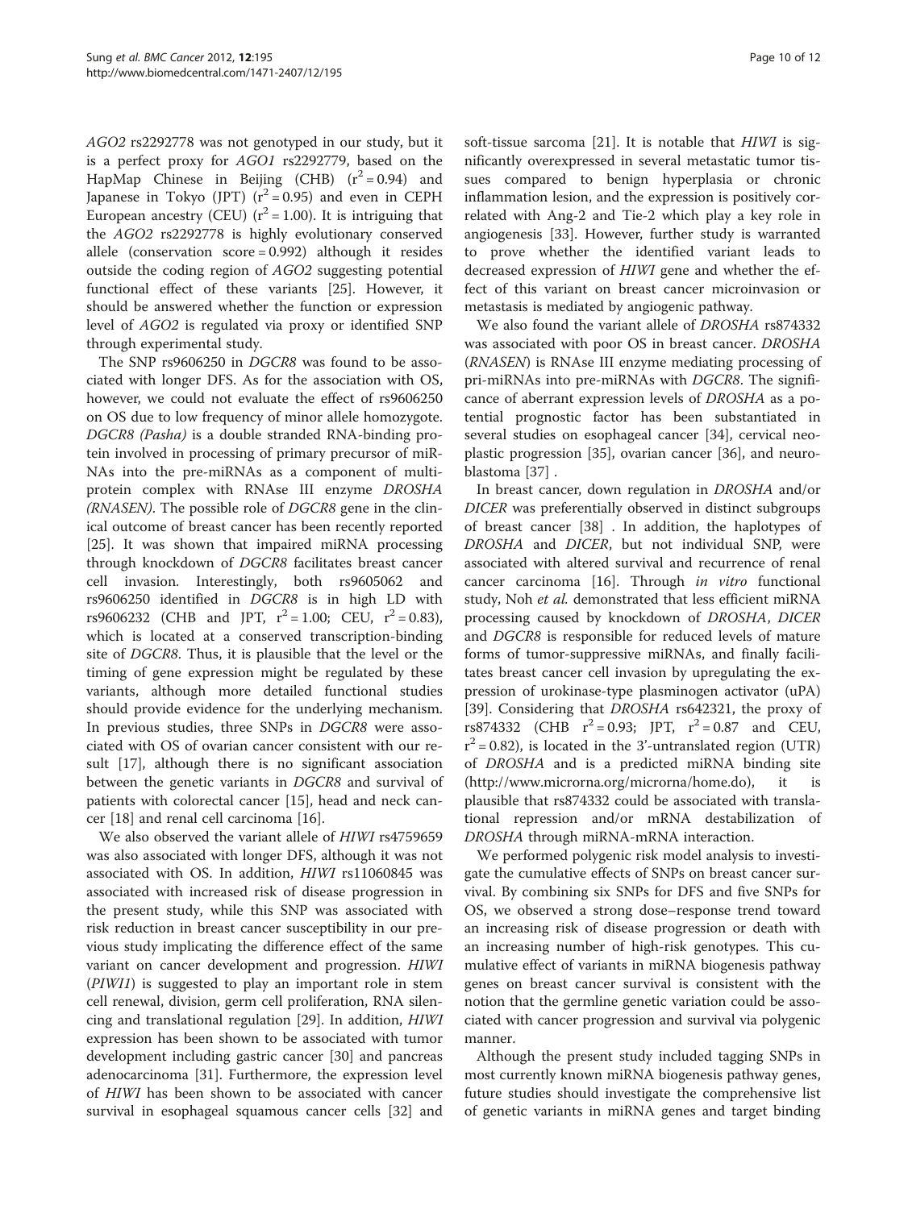*AGO2* rs2292778 was not genotyped in our study, but it is a perfect proxy for *AGO1* rs2292779, based on the HapMap Chinese in Beijing (CHB) ($r^2 = 0.94$) and Japanese in Tokyo (JPT) ($r^2 = 0.95$) and even in CEPH European ancestry (CEU) ($r^2 = 1.00$). It is intriguing that the *AGO2* rs2292778 is highly evolutionary conserved allele (conservation score = 0.992) although it resides outside the coding region of *AGO2* suggesting potential functional effect of these variants [25]. However, it should be answered whether the function or expression level of *AGO2* is regulated via proxy or identified SNP through experimental study.

The SNP rs9606250 in *DGCR8* was found to be associated with longer DFS. As for the association with OS, however, we could not evaluate the effect of rs9606250 on OS due to low frequency of minor allele homozygote. *DGCR8 (Pasha)* is a double stranded RNA-binding protein involved in processing of primary precursor of miRNAs into the pre-miRNAs as a component of multi-protein complex with RNAse III enzyme *DROSHA (RNASEN)*. The possible role of *DGCR8* gene in the clinical outcome of breast cancer has been recently reported [25]. It was shown that impaired miRNA processing through knockdown of *DGCR8* facilitates breast cancer cell invasion. Interestingly, both rs9605062 and rs9606250 identified in *DGCR8* is in high LD with rs9606232 (CHB and JPT, $r^2 = 1.00$; CEU, $r^2 = 0.83$), which is located at a conserved transcription-binding site of *DGCR8*. Thus, it is plausible that the level or the timing of gene expression might be regulated by these variants, although more detailed functional studies should provide evidence for the underlying mechanism. In previous studies, three SNPs in *DGCR8* were associated with OS of ovarian cancer consistent with our result [17], although there is no significant association between the genetic variants in *DGCR8* and survival of patients with colorectal cancer [15], head and neck cancer [18] and renal cell carcinoma [16].

We also observed the variant allele of *HIWI* rs4759659 was also associated with longer DFS, although it was not associated with OS. In addition, *HIWI* rs11060845 was associated with increased risk of disease progression in the present study, while this SNP was associated with risk reduction in breast cancer susceptibility in our previous study implicating the difference effect of the same variant on cancer development and progression. *HIWI* (*PIWI1*) is suggested to play an important role in stem cell renewal, division, germ cell proliferation, RNA silencing and translational regulation [29]. In addition, *HIWI* expression has been shown to be associated with tumor development including gastric cancer [30] and pancreas adenocarcinoma [31]. Furthermore, the expression level of *HIWI* has been shown to be associated with cancer survival in esophageal squamous cancer cells [32] and soft-tissue sarcoma [21]. It is notable that *HIWI* is significantly overexpressed in several metastatic tumor tissues compared to benign hyperplasia or chronic inflammation lesion, and the expression is positively correlated with Ang-2 and Tie-2 which play a key role in angiogenesis [33]. However, further study is warranted to prove whether the identified variant leads to decreased expression of *HIWI* gene and whether the effect of this variant on breast cancer microinvasion or metastasis is mediated by angiogenic pathway.

We also found the variant allele of *DROSHA* rs874332 was associated with poor OS in breast cancer. *DROSHA* (*RNASEN*) is RNAse III enzyme mediating processing of pri-miRNAs into pre-miRNAs with *DGCR8*. The significance of aberrant expression levels of *DROSHA* as a potential prognostic factor has been substantiated in several studies on esophageal cancer [34], cervical neoplastic progression [35], ovarian cancer [36], and neuroblastoma [37] .

In breast cancer, down regulation in *DROSHA* and/or *DICER* was preferentially observed in distinct subgroups of breast cancer [38] . In addition, the haplotypes of *DROSHA* and *DICER*, but not individual SNP, were associated with altered survival and recurrence of renal cancer carcinoma [16]. Through *in vitro* functional study, Noh *et al.* demonstrated that less efficient miRNA processing caused by knockdown of *DROSHA*, *DICER* and *DGCR8* is responsible for reduced levels of mature forms of tumor-suppressive miRNAs, and finally facilitates breast cancer cell invasion by upregulating the expression of urokinase-type plasminogen activator (uPA) [39]. Considering that *DROSHA* rs642321, the proxy of rs874332 (CHB $r^2 = 0.93$; JPT, $r^2 = 0.87$ and CEU, $r^2 = 0.82$), is located in the 3'-untranslated region (UTR) of *DROSHA* and is a predicted miRNA binding site (http://www.microrna.org/microrna/home.do), it is plausible that rs874332 could be associated with translational repression and/or mRNA destabilization of *DROSHA* through miRNA-mRNA interaction.

We performed polygenic risk model analysis to investigate the cumulative effects of SNPs on breast cancer survival. By combining six SNPs for DFS and five SNPs for OS, we observed a strong dose–response trend toward an increasing risk of disease progression or death with an increasing number of high-risk genotypes. This cumulative effect of variants in miRNA biogenesis pathway genes on breast cancer survival is consistent with the notion that the germline genetic variation could be associated with cancer progression and survival via polygenic manner.

Although the present study included tagging SNPs in most currently known miRNA biogenesis pathway genes, future studies should investigate the comprehensive list of genetic variants in miRNA genes and target binding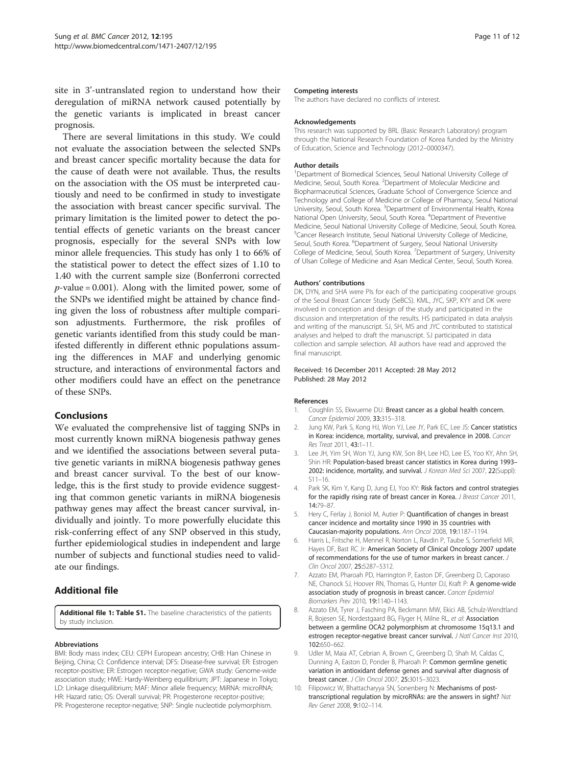site in 3'-untranslated region to understand how their deregulation of miRNA network caused potentially by the genetic variants is implicated in breast cancer prognosis.

There are several limitations in this study. We could not evaluate the association between the selected SNPs and breast cancer specific mortality because the data for the cause of death were not available. Thus, the results on the association with the OS must be interpreted cautiously and need to be confirmed in study to investigate the association with breast cancer specific survival. The primary limitation is the limited power to detect the potential effects of genetic variants on the breast cancer prognosis, especially for the several SNPs with low minor allele frequencies. This study has only 1 to 66% of the statistical power to detect the effect sizes of 1.10 to 1.40 with the current sample size (Bonferroni corrected $p$-value = 0.001). Along with the limited power, some of the SNPs we identified might be attained by chance finding given the loss of robustness after multiple comparison adjustments. Furthermore, the risk profiles of genetic variants identified from this study could be manifested differently in different ethnic populations assuming the differences in MAF and underlying genomic structure, and interactions of environmental factors and other modifiers could have an effect on the penetrance of these SNPs.

## Conclusions

We evaluated the comprehensive list of tagging SNPs in most currently known miRNA biogenesis pathway genes and we identified the associations between several putative genetic variants in miRNA biogenesis pathway genes and breast cancer survival. To the best of our knowledge, this is the first study to provide evidence suggesting that common genetic variants in miRNA biogenesis pathway genes may affect the breast cancer survival, individually and jointly. To more powerfully elucidate this risk-conferring effect of any SNP observed in this study, further epidemiological studies in independent and large number of subjects and functional studies need to validate our findings.

## Additional file

**Additional file 1: Table S1.** The baseline characteristics of the patients by study inclusion.

#### Abbreviations

BMI: Body mass index; CEU: CEPH European ancestry; CHB: Han Chinese in Beijing, China; CI: Confidence interval; DFS: Disease-free survival; ER: Estrogen receptor-positive; ER: Estrogen receptor-negative; GWA study: Genome-wide association study; HWE: Hardy-Weinberg equilibrium; JPT: Japanese in Tokyo; LD: Linkage disequilibrium; MAF: Minor allele frequency; MiRNA: microRNA; HR: Hazard ratio; OS: Overall survival; PR: Progesterone receptor-positive; PR: Progesterone receptor-negative; SNP: Single nucleotide polymorphism.

#### Competing interests

The authors have declared no conflicts of interest.

#### Acknowledgements

This research was supported by BRL (Basic Research Laboratory) program through the National Research Foundation of Korea funded by the Ministry of Education, Science and Technology (2012–0000347).

#### Author details

[1]Department of Biomedical Sciences, Seoul National University College of Medicine, Seoul, South Korea. [2]Department of Molecular Medicine and Biopharmaceutical Sciences, Graduate School of Convergence Science and Technology and College of Medicine or College of Pharmacy, Seoul National University, Seoul, South Korea. [3]Department of Environmental Health, Korea National Open University, Seoul, South Korea. [4]Department of Preventive Medicine, Seoul National University College of Medicine, Seoul, South Korea. [5]Cancer Research Institute, Seoul National University College of Medicine, Seoul, South Korea. [6]Department of Surgery, Seoul National University College of Medicine, Seoul, South Korea. [7]Department of Surgery, University of Ulsan College of Medicine and Asan Medical Center, Seoul, South Korea.

#### Authors' contributions

DK, DYN, and SHA were PIs for each of the participating cooperative groups of the Seoul Breast Cancer Study (SeBCS). KML, JYC, SKP, KYY and DK were involved in conception and design of the study and participated in the discussion and interpretation of the results. HS participated in data analysis and writing of the manuscript. SJ, SH, MS and JYC contributed to statistical analyses and helped to draft the manuscript. SJ participated in data collection and sample selection. All authors have read and approved the final manuscript.

Received: 16 December 2011 Accepted: 28 May 2012
Published: 28 May 2012

#### References

1. Coughlin SS, Ekwueme DU: **Breast cancer as a global health concern.** *Cancer Epidemiol* 2009, **33**:315–318.
2. Jung KW, Park S, Kong HJ, Won YJ, Lee JY, Park EC, Lee JS: **Cancer statistics in Korea: incidence, mortality, survival, and prevalence in 2008.** *Cancer Res Treat* 2011, **43**:1–11.
3. Lee JH, Yim SH, Won YJ, Jung KW, Son BH, Lee HD, Lee ES, Yoo KY, Ahn SH, Shin HR: **Population-based breast cancer statistics in Korea during 1993–2002: incidence, mortality, and survival.** *J Korean Med Sci* 2007, **22**(Suppl):S11–16.
4. Park SK, Kim Y, Kang D, Jung EJ, Yoo KY: **Risk factors and control strategies for the rapidly rising rate of breast cancer in Korea.** *J Breast Cancer* 2011, **14**:79–87.
5. Hery C, Ferlay J, Boniol M, Autier P: **Quantification of changes in breast cancer incidence and mortality since 1990 in 35 countries with Caucasian-majority populations.** *Ann Oncol* 2008, **19**:1187–1194.
6. Harris L, Fritsche H, Mennel R, Norton L, Ravdin P, Taube S, Somerfield MR, Hayes DF, Bast RC Jr: **American Society of Clinical Oncology 2007 update of recommendations for the use of tumor markers in breast cancer.** *J Clin Oncol* 2007, **25**:5287–5312.
7. Azzato EM, Pharoah PD, Harrington P, Easton DF, Greenberg D, Caporaso NE, Chanock SJ, Hoover RN, Thomas G, Hunter DJ, Kraft P: **A genome-wide association study of prognosis in breast cancer.** *Cancer Epidemiol Biomarkers Prev* 2010, **19**:1140–1143.
8. Azzato EM, Tyrer J, Fasching PA, Beckmann MW, Ekici AB, Schulz-Wendtland R, Bojesen SE, Nordestgaard BG, Flyger H, Milne RL, *et al*: **Association between a germline OCA2 polymorphism at chromosome 15q13.1 and estrogen receptor-negative breast cancer survival.** *J Natl Cancer Inst* 2010, **102**:650–662.
9. Udler M, Maia AT, Cebrian A, Brown C, Greenberg D, Shah M, Caldas C, Dunning A, Easton D, Ponder B, Pharoah P: **Common germline genetic variation in antioxidant defense genes and survival after diagnosis of breast cancer.** *J Clin Oncol* 2007, **25**:3015–3023.
10. Filipowicz W, Bhattacharyya SN, Sonenberg N: **Mechanisms of post-transcriptional regulation by microRNAs: are the answers in sight?** *Nat Rev Genet* 2008, **9**:102–114.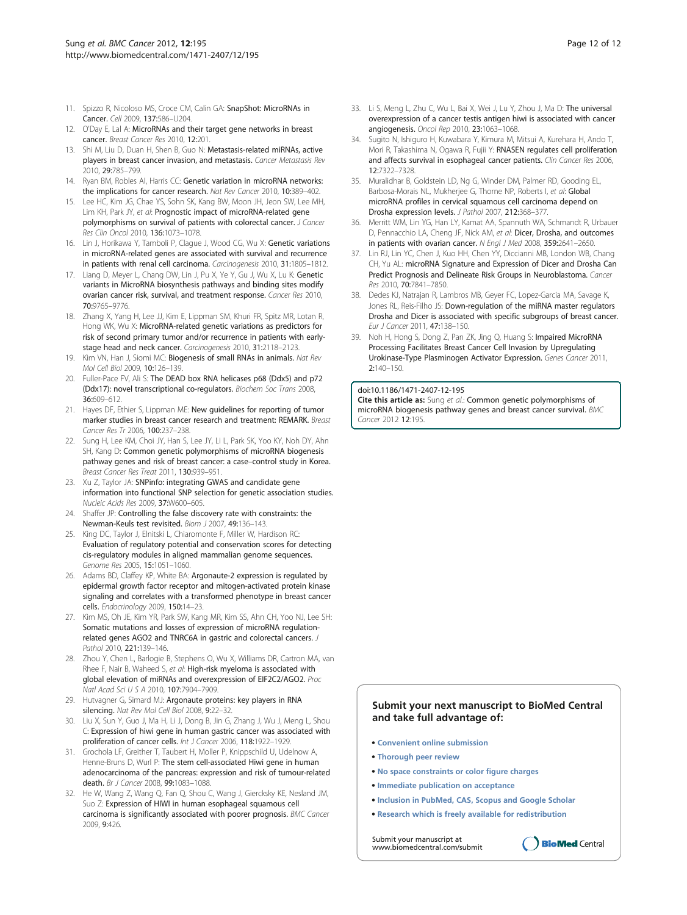11. Spizzo R, Nicoloso MS, Croce CM, Calin GA: **SnapShot: MicroRNAs in Cancer.** *Cell* 2009, **137:**586–U204.
12. O'Day E, Lal A: **MicroRNAs and their target gene networks in breast cancer.** *Breast Cancer Res* 2010, **12:**201.
13. Shi M, Liu D, Duan H, Shen B, Guo N: **Metastasis-related miRNAs, active players in breast cancer invasion, and metastasis.** *Cancer Metastasis Rev* 2010, **29:**785–799.
14. Ryan BM, Robles AI, Harris CC: **Genetic variation in microRNA networks: the implications for cancer research.** *Nat Rev Cancer* 2010, **10:**389–402.
15. Lee HC, Kim JG, Chae YS, Sohn SK, Kang BW, Moon JH, Jeon SW, Lee MH, Lim KH, Park JY, *et al*: **Prognostic impact of microRNA-related gene polymorphisms on survival of patients with colorectal cancer.** *J Cancer Res Clin Oncol* 2010, **136:**1073–1078.
16. Lin J, Horikawa Y, Tamboli P, Clague J, Wood CG, Wu X: **Genetic variations in microRNA-related genes are associated with survival and recurrence in patients with renal cell carcinoma.** *Carcinogenesis* 2010, **31:**1805–1812.
17. Liang D, Meyer L, Chang DW, Lin J, Pu X, Ye Y, Gu J, Wu X, Lu K: **Genetic variants in MicroRNA biosynthesis pathways and binding sites modify ovarian cancer risk, survival, and treatment response.** *Cancer Res* 2010, **70:**9765–9776.
18. Zhang X, Yang H, Lee JJ, Kim E, Lippman SM, Khuri FR, Spitz MR, Lotan R, Hong WK, Wu X: **MicroRNA-related genetic variations as predictors for risk of second primary tumor and/or recurrence in patients with early-stage head and neck cancer.** *Carcinogenesis* 2010, **31:**2118–2123.
19. Kim VN, Han J, Siomi MC: **Biogenesis of small RNAs in animals.** *Nat Rev Mol Cell Biol* 2009, **10:**126–139.
20. Fuller-Pace FV, Ali S: **The DEAD box RNA helicases p68 (Ddx5) and p72 (Ddx17): novel transcriptional co-regulators.** *Biochem Soc Trans* 2008, **36:**609–612.
21. Hayes DF, Ethier S, Lippman ME: **New guidelines for reporting of tumor marker studies in breast cancer research and treatment: REMARK.** *Breast Cancer Res Tr* 2006, **100:**237–238.
22. Sung H, Lee KM, Choi JY, Han S, Lee JY, Li L, Park SK, Yoo KY, Noh DY, Ahn SH, Kang D: **Common genetic polymorphisms of microRNA biogenesis pathway genes and risk of breast cancer: a case–control study in Korea.** *Breast Cancer Res Treat* 2011, **130:**939–951.
23. Xu Z, Taylor JA: **SNPinfo: integrating GWAS and candidate gene information into functional SNP selection for genetic association studies.** *Nucleic Acids Res* 2009, **37:**W600–605.
24. Shaffer JP: **Controlling the false discovery rate with constraints: the Newman-Keuls test revisited.** *Biom J* 2007, **49:**136–143.
25. King DC, Taylor J, Elnitski L, Chiaromonte F, Miller W, Hardison RC: **Evaluation of regulatory potential and conservation scores for detecting cis-regulatory modules in aligned mammalian genome sequences.** *Genome Res* 2005, **15:**1051–1060.
26. Adams BD, Claffey KP, White BA: **Argonaute-2 expression is regulated by epidermal growth factor receptor and mitogen-activated protein kinase signaling and correlates with a transformed phenotype in breast cancer cells.** *Endocrinology* 2009, **150:**14–23.
27. Kim MS, Oh JE, Kim YR, Park SW, Kang MR, Kim SS, Ahn CH, Yoo NJ, Lee SH: **Somatic mutations and losses of expression of microRNA regulation-related genes AGO2 and TNRC6A in gastric and colorectal cancers.** *J Pathol* 2010, **221:**139–146.
28. Zhou Y, Chen L, Barlogie B, Stephens O, Wu X, Williams DR, Cartron MA, van Rhee F, Nair B, Waheed S, *et al*: **High-risk myeloma is associated with global elevation of miRNAs and overexpression of EIF2C2/AGO2.** *Proc Natl Acad Sci U S A* 2010, **107:**7904–7909.
29. Hutvagner G, Simard MJ: **Argonaute proteins: key players in RNA silencing.** *Nat Rev Mol Cell Biol* 2008, **9:**22–32.
30. Liu X, Sun Y, Guo J, Ma H, Li J, Dong B, Jin G, Zhang J, Wu J, Meng L, Shou C: **Expression of hiwi gene in human gastric cancer was associated with proliferation of cancer cells.** *Int J Cancer* 2006, **118:**1922–1929.
31. Grochola LF, Greither T, Taubert H, Moller P, Knippschild U, Udelnow A, Henne-Bruns D, Wurl P: **The stem cell-associated Hiwi gene in human adenocarcinoma of the pancreas: expression and risk of tumour-related death.** *Br J Cancer* 2008, **99:**1083–1088.
32. He W, Wang Z, Wang Q, Fan Q, Shou C, Wang J, Giercksky KE, Nesland JM, Suo Z: **Expression of HIWI in human esophageal squamous cell carcinoma is significantly associated with poorer prognosis.** *BMC Cancer* 2009, **9:**426.
33. Li S, Meng L, Zhu C, Wu L, Bai X, Wei J, Lu Y, Zhou J, Ma D: **The universal overexpression of a cancer testis antigen hiwi is associated with cancer angiogenesis.** *Oncol Rep* 2010, **23:**1063–1068.
34. Sugito N, Ishiguro H, Kuwabara Y, Kimura M, Mitsui A, Kurehara H, Ando T, Mori R, Takashima N, Ogawa R, Fujii Y: **RNASEN regulates cell proliferation and affects survival in esophageal cancer patients.** *Clin Cancer Res* 2006, **12:**7322–7328.
35. Muralidhar B, Goldstein LD, Ng G, Winder DM, Palmer RD, Gooding EL, Barbosa-Morais NL, Mukherjee G, Thorne NP, Roberts I, *et al*: **Global microRNA profiles in cervical squamous cell carcinoma depend on Drosha expression levels.** *J Pathol* 2007, **212:**368–377.
36. Merritt WM, Lin YG, Han LY, Kamat AA, Spannuth WA, Schmandt R, Urbauer D, Pennacchio LA, Cheng JF, Nick AM, *et al*: **Dicer, Drosha, and outcomes in patients with ovarian cancer.** *N Engl J Med* 2008, **359:**2641–2650.
37. Lin RJ, Lin YC, Chen J, Kuo HH, Chen YY, Diccianni MB, London WB, Chang CH, Yu AL: **microRNA Signature and Expression of Dicer and Drosha Can Predict Prognosis and Delineate Risk Groups in Neuroblastoma.** *Cancer Res* 2010, **70:**7841–7850.
38. Dedes KJ, Natrajan R, Lambros MB, Geyer FC, Lopez-Garcia MA, Savage K, Jones RL, Reis-Filho JS: **Down-regulation of the miRNA master regulators Drosha and Dicer is associated with specific subgroups of breast cancer.** *Eur J Cancer* 2011, **47:**138–150.
39. Noh H, Hong S, Dong Z, Pan ZK, Jing Q, Huang S: **Impaired MicroRNA Processing Facilitates Breast Cancer Cell Invasion by Upregulating Urokinase-Type Plasminogen Activator Expression.** *Genes Cancer* 2011, **2:**140–150.

doi:10.1186/1471-2407-12-195

**Cite this article as:** Sung *et al.*: Common genetic polymorphisms of microRNA biogenesis pathway genes and breast cancer survival. *BMC Cancer* 2012 **12**:195.

**Submit your next manuscript to BioMed Central and take full advantage of:**

- **Convenient online submission**
- **Thorough peer review**
- **No space constraints or color figure charges**
- **Immediate publication on acceptance**
- **Inclusion in PubMed, CAS, Scopus and Google Scholar**
- **Research which is freely available for redistribution**

Submit your manuscript at www.biomedcentral.com/submit